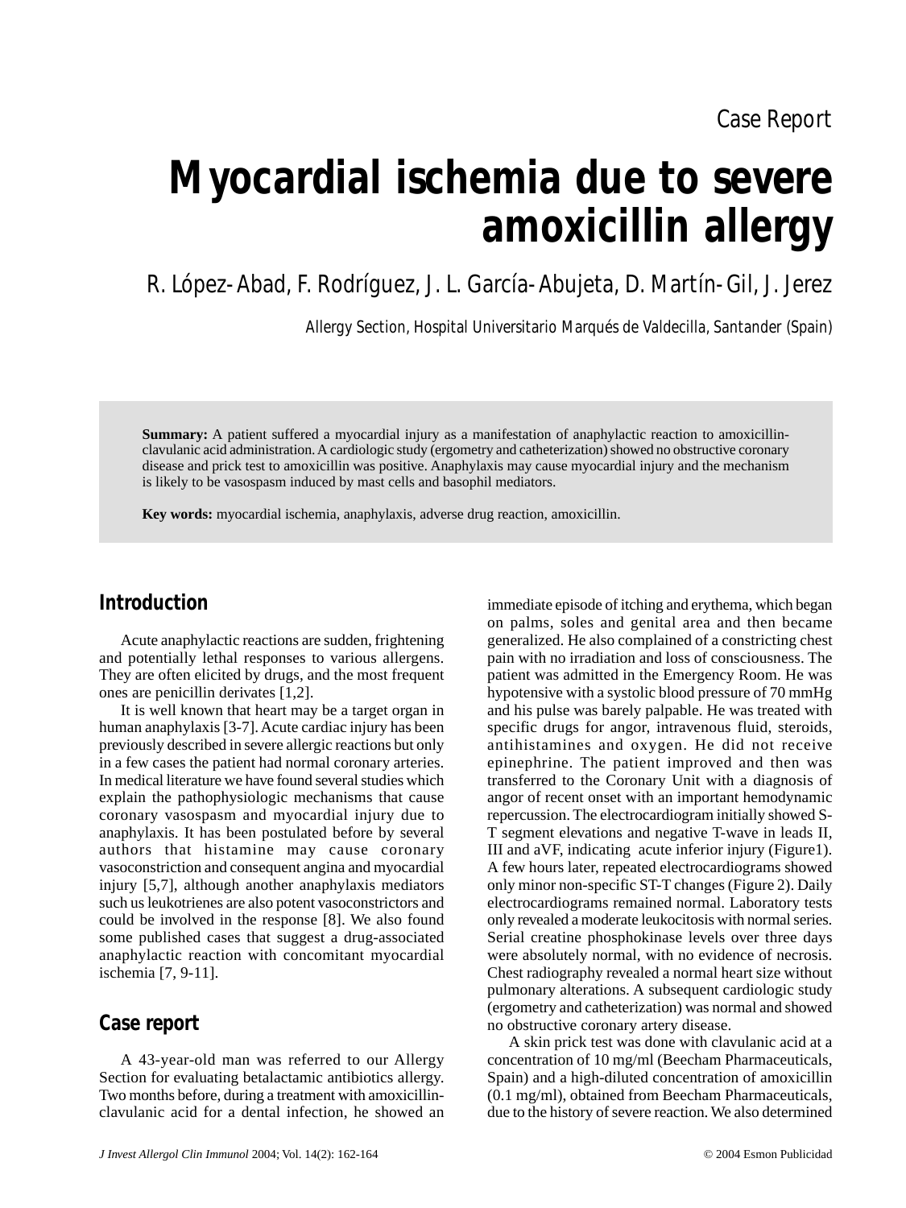Case Report

# Myocardial ischemia due to severe amoxicillin allergy

R. López-Abad, F. Rodríguez, J. L. García-Abujeta, D. Martín-Gil, J. Jerez

Allergy Section, Hospital Universitario Marqués de Valdecilla, Santander (Spain)

**Summary:** A patient suffered a myocardial injury as a manifestation of anaphylactic reaction to amoxicillin-clavulanic acid administration. A cardiologic study (ergometry and catheterization) showed no obstructive coronary disease and prick test to amoxicillin was positive. Anaphylaxis may cause myocardial injury and the mechanism is likely to be vasospasm induced by mast cells and basophil mediators.

**Key words:** myocardial ischemia, anaphylaxis, adverse drug reaction, amoxicillin.

## Introduction

Acute anaphylactic reactions are sudden, frightening and potentially lethal responses to various allergens. They are often elicited by drugs, and the most frequent ones are penicillin derivates [1,2].

It is well known that heart may be a target organ in human anaphylaxis [3-7]. Acute cardiac injury has been previously described in severe allergic reactions but only in a few cases the patient had normal coronary arteries. In medical literature we have found several studies which explain the pathophysiologic mechanisms that cause coronary vasospasm and myocardial injury due to anaphylaxis. It has been postulated before by several authors that histamine may cause coronary vasoconstriction and consequent angina and myocardial injury [5,7], although another anaphylaxis mediators such us leukotrienes are also potent vasoconstrictors and could be involved in the response [8]. We also found some published cases that suggest a drug-associated anaphylactic reaction with concomitant myocardial ischemia [7, 9-11].

## Case report

A 43-year-old man was referred to our Allergy Section for evaluating betalactamic antibiotics allergy. Two months before, during a treatment with amoxicillin-clavulanic acid for a dental infection, he showed an immediate episode of itching and erythema, which began on palms, soles and genital area and then became generalized. He also complained of a constricting chest pain with no irradiation and loss of consciousness. The patient was admitted in the Emergency Room. He was hypotensive with a systolic blood pressure of 70 mmHg and his pulse was barely palpable. He was treated with specific drugs for angor, intravenous fluid, steroids, antihistamines and oxygen. He did not receive epinephrine. The patient improved and then was transferred to the Coronary Unit with a diagnosis of angor of recent onset with an important hemodynamic repercussion. The electrocardiogram initially showed S-T segment elevations and negative T-wave in leads II, III and aVF, indicating acute inferior injury (Figure1). A few hours later, repeated electrocardiograms showed only minor non-specific ST-T changes (Figure 2). Daily electrocardiograms remained normal. Laboratory tests only revealed a moderate leukocitosis with normal series. Serial creatine phosphokinase levels over three days were absolutely normal, with no evidence of necrosis. Chest radiography revealed a normal heart size without pulmonary alterations. A subsequent cardiologic study (ergometry and catheterization) was normal and showed no obstructive coronary artery disease.

A skin prick test was done with clavulanic acid at a concentration of 10 mg/ml (Beecham Pharmaceuticals, Spain) and a high-diluted concentration of amoxicillin (0.1 mg/ml), obtained from Beecham Pharmaceuticals, due to the history of severe reaction. We also determined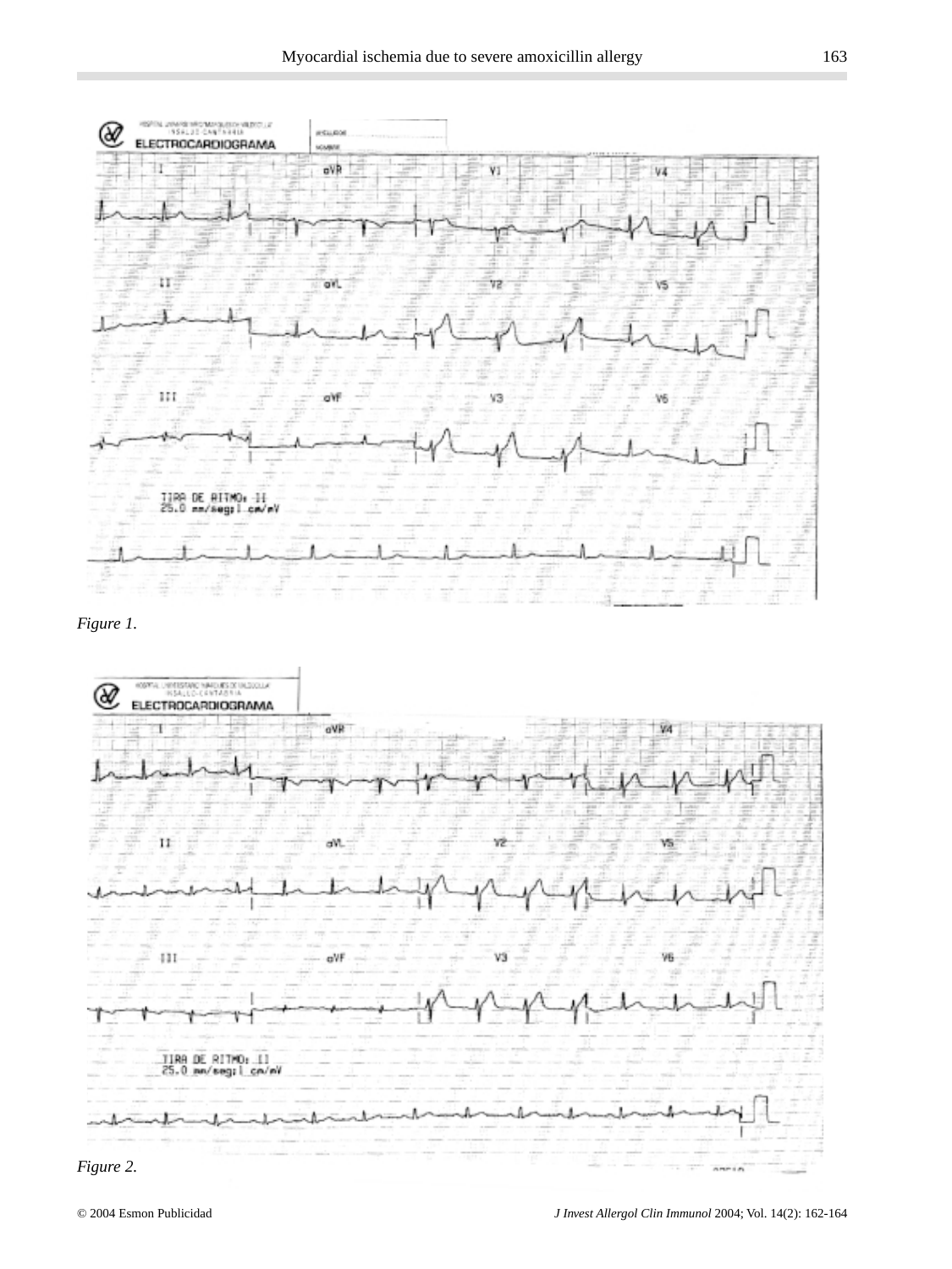Figure 1.

Figure 2.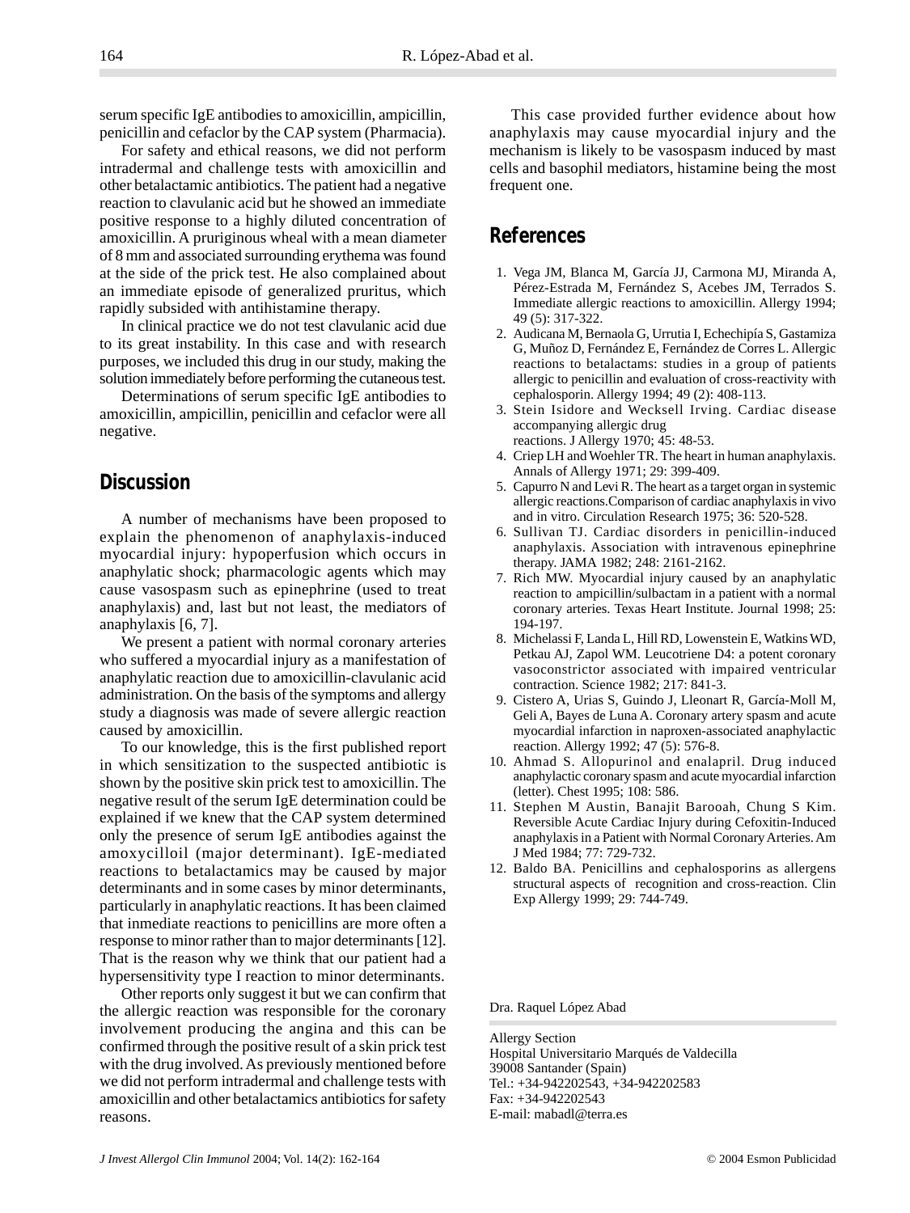serum specific IgE antibodies to amoxicillin, ampicillin, penicillin and cefaclor by the CAP system (Pharmacia).

For safety and ethical reasons, we did not perform intradermal and challenge tests with amoxicillin and other betalactamic antibiotics. The patient had a negative reaction to clavulanic acid but he showed an immediate positive response to a highly diluted concentration of amoxicillin. A pruriginous wheal with a mean diameter of 8 mm and associated surrounding erythema was found at the side of the prick test. He also complained about an immediate episode of generalized pruritus, which rapidly subsided with antihistamine therapy.

In clinical practice we do not test clavulanic acid due to its great instability. In this case and with research purposes, we included this drug in our study, making the solution immediately before performing the cutaneous test.

Determinations of serum specific IgE antibodies to amoxicillin, ampicillin, penicillin and cefaclor were all negative.

## Discussion

A number of mechanisms have been proposed to explain the phenomenon of anaphylaxis-induced myocardial injury: hypoperfusion which occurs in anaphylatic shock; pharmacologic agents which may cause vasospasm such as epinephrine (used to treat anaphylaxis) and, last but not least, the mediators of anaphylaxis [6, 7].

We present a patient with normal coronary arteries who suffered a myocardial injury as a manifestation of anaphylatic reaction due to amoxicillin-clavulanic acid administration. On the basis of the symptoms and allergy study a diagnosis was made of severe allergic reaction caused by amoxicillin.

To our knowledge, this is the first published report in which sensitization to the suspected antibiotic is shown by the positive skin prick test to amoxicillin. The negative result of the serum IgE determination could be explained if we knew that the CAP system determined only the presence of serum IgE antibodies against the amoxycilloil (major determinant). IgE-mediated reactions to betalactamics may be caused by major determinants and in some cases by minor determinants, particularly in anaphylactic reactions. It has been claimed that inmediate reactions to penicillins are more often a response to minor rather than to major determinants [12]. That is the reason why we think that our patient had a hypersensitivity type I reaction to minor determinants.

Other reports only suggest it but we can confirm that the allergic reaction was responsible for the coronary involvement producing the angina and this can be confirmed through the positive result of a skin prick test with the drug involved. As previously mentioned before we did not perform intradermal and challenge tests with amoxicillin and other betalactamics antibiotics for safety reasons.

This case provided further evidence about how anaphylaxis may cause myocardial injury and the mechanism is likely to be vasospasm induced by mast cells and basophil mediators, histamine being the most frequent one.

## References

1. Vega JM, Blanca M, García JJ, Carmona MJ, Miranda A, Pérez-Estrada M, Fernández S, Acebes JM, Terrados S. Immediate allergic reactions to amoxicillin. Allergy 1994; 49 (5): 317-322.
2. Audicana M, Bernaola G, Urrutia I, Echechipía S, Gastamiza G, Muñoz D, Fernández E, Fernández de Corres L. Allergic reactions to betalactams: studies in a group of patients allergic to penicillin and evaluation of cross-reactivity with cephalosporin. Allergy 1994; 49 (2): 408-113.
3. Stein Isidore and Wecksell Irving. Cardiac disease accompanying allergic drug reactions. J Allergy 1970; 45: 48-53.
4. Criep LH and Woehler TR. The heart in human anaphylaxis. Annals of Allergy 1971; 29: 399-409.
5. Capurro N and Levi R. The heart as a target organ in systemic allergic reactions.Comparison of cardiac anaphylaxis in vivo and in vitro. Circulation Research 1975; 36: 520-528.
6. Sullivan TJ. Cardiac disorders in penicillin-induced anaphylaxis. Association with intravenous epinephrine therapy. JAMA 1982; 248: 2161-2162.
7. Rich MW. Myocardial injury caused by an anaphylatic reaction to ampicillin/sulbactam in a patient with a normal coronary arteries. Texas Heart Institute. Journal 1998; 25: 194-197.
8. Michelassi F, Landa L, Hill RD, Lowenstein E, Watkins WD, Petkau AJ, Zapol WM. Leucotriene D4: a potent coronary vasoconstrictor associated with impaired ventricular contraction. Science 1982; 217: 841-3.
9. Cistero A, Urias S, Guindo J, Lleonart R, García-Moll M, Geli A, Bayes de Luna A. Coronary artery spasm and acute myocardial infarction in naproxen-associated anaphylactic reaction. Allergy 1992; 47 (5): 576-8.
10. Ahmad S. Allopurinol and enalapril. Drug induced anaphylactic coronary spasm and acute myocardial infarction (letter). Chest 1995; 108: 586.
11. Stephen M Austin, Banajit Barooah, Chung S Kim. Reversible Acute Cardiac Injury during Cefoxitin-Induced anaphylaxis in a Patient with Normal Coronary Arteries. Am J Med 1984; 77: 729-732.
12. Baldo BA. Penicillins and cephalosporins as allergens structural aspects of recognition and cross-reaction. Clin Exp Allergy 1999; 29: 744-749.

Dra. Raquel López Abad

Allergy Section
Hospital Universitario Marqués de Valdecilla
39008 Santander (Spain)
Tel.: +34-942202543, +34-942202583
Fax: +34-942202543
E-mail: mabadl@terra.es